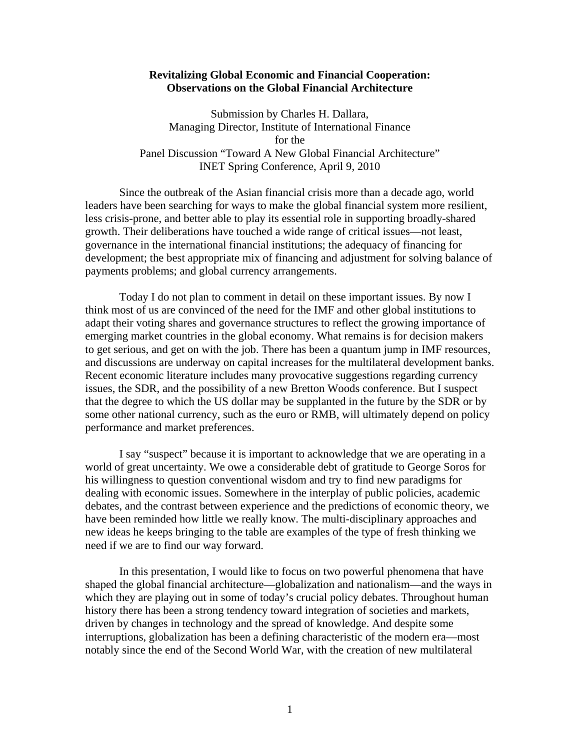**Revitalizing Global Economic and Financial Cooperation:**
**Observations on the Global Financial Architecture**

Submission by Charles H. Dallara,
Managing Director, Institute of International Finance
for the
Panel Discussion "Toward A New Global Financial Architecture"
INET Spring Conference, April 9, 2010

Since the outbreak of the Asian financial crisis more than a decade ago, world leaders have been searching for ways to make the global financial system more resilient, less crisis-prone, and better able to play its essential role in supporting broadly-shared growth. Their deliberations have touched a wide range of critical issues—not least, governance in the international financial institutions; the adequacy of financing for development; the best appropriate mix of financing and adjustment for solving balance of payments problems; and global currency arrangements.

Today I do not plan to comment in detail on these important issues. By now I think most of us are convinced of the need for the IMF and other global institutions to adapt their voting shares and governance structures to reflect the growing importance of emerging market countries in the global economy. What remains is for decision makers to get serious, and get on with the job. There has been a quantum jump in IMF resources, and discussions are underway on capital increases for the multilateral development banks. Recent economic literature includes many provocative suggestions regarding currency issues, the SDR, and the possibility of a new Bretton Woods conference. But I suspect that the degree to which the US dollar may be supplanted in the future by the SDR or by some other national currency, such as the euro or RMB, will ultimately depend on policy performance and market preferences.

I say "suspect" because it is important to acknowledge that we are operating in a world of great uncertainty. We owe a considerable debt of gratitude to George Soros for his willingness to question conventional wisdom and try to find new paradigms for dealing with economic issues. Somewhere in the interplay of public policies, academic debates, and the contrast between experience and the predictions of economic theory, we have been reminded how little we really know. The multi-disciplinary approaches and new ideas he keeps bringing to the table are examples of the type of fresh thinking we need if we are to find our way forward.

In this presentation, I would like to focus on two powerful phenomena that have shaped the global financial architecture—globalization and nationalism—and the ways in which they are playing out in some of today's crucial policy debates. Throughout human history there has been a strong tendency toward integration of societies and markets, driven by changes in technology and the spread of knowledge. And despite some interruptions, globalization has been a defining characteristic of the modern era—most notably since the end of the Second World War, with the creation of new multilateral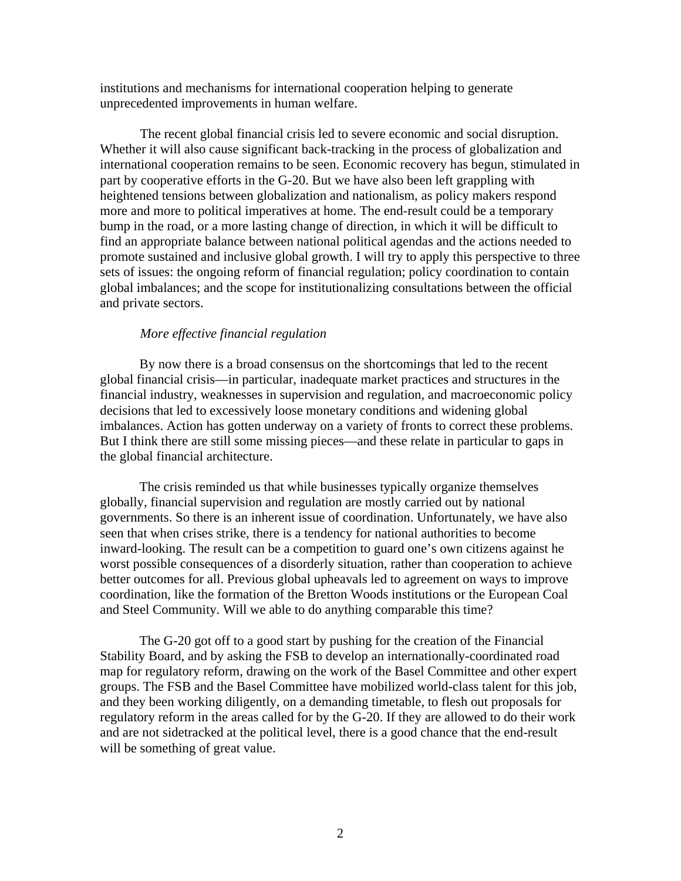institutions and mechanisms for international cooperation helping to generate unprecedented improvements in human welfare.

The recent global financial crisis led to severe economic and social disruption. Whether it will also cause significant back-tracking in the process of globalization and international cooperation remains to be seen. Economic recovery has begun, stimulated in part by cooperative efforts in the G-20. But we have also been left grappling with heightened tensions between globalization and nationalism, as policy makers respond more and more to political imperatives at home. The end-result could be a temporary bump in the road, or a more lasting change of direction, in which it will be difficult to find an appropriate balance between national political agendas and the actions needed to promote sustained and inclusive global growth. I will try to apply this perspective to three sets of issues: the ongoing reform of financial regulation; policy coordination to contain global imbalances; and the scope for institutionalizing consultations between the official and private sectors.

*More effective financial regulation*

By now there is a broad consensus on the shortcomings that led to the recent global financial crisis—in particular, inadequate market practices and structures in the financial industry, weaknesses in supervision and regulation, and macroeconomic policy decisions that led to excessively loose monetary conditions and widening global imbalances. Action has gotten underway on a variety of fronts to correct these problems. But I think there are still some missing pieces—and these relate in particular to gaps in the global financial architecture.

The crisis reminded us that while businesses typically organize themselves globally, financial supervision and regulation are mostly carried out by national governments. So there is an inherent issue of coordination. Unfortunately, we have also seen that when crises strike, there is a tendency for national authorities to become inward-looking. The result can be a competition to guard one's own citizens against he worst possible consequences of a disorderly situation, rather than cooperation to achieve better outcomes for all. Previous global upheavals led to agreement on ways to improve coordination, like the formation of the Bretton Woods institutions or the European Coal and Steel Community. Will we able to do anything comparable this time?

The G-20 got off to a good start by pushing for the creation of the Financial Stability Board, and by asking the FSB to develop an internationally-coordinated road map for regulatory reform, drawing on the work of the Basel Committee and other expert groups. The FSB and the Basel Committee have mobilized world-class talent for this job, and they been working diligently, on a demanding timetable, to flesh out proposals for regulatory reform in the areas called for by the G-20. If they are allowed to do their work and are not sidetracked at the political level, there is a good chance that the end-result will be something of great value.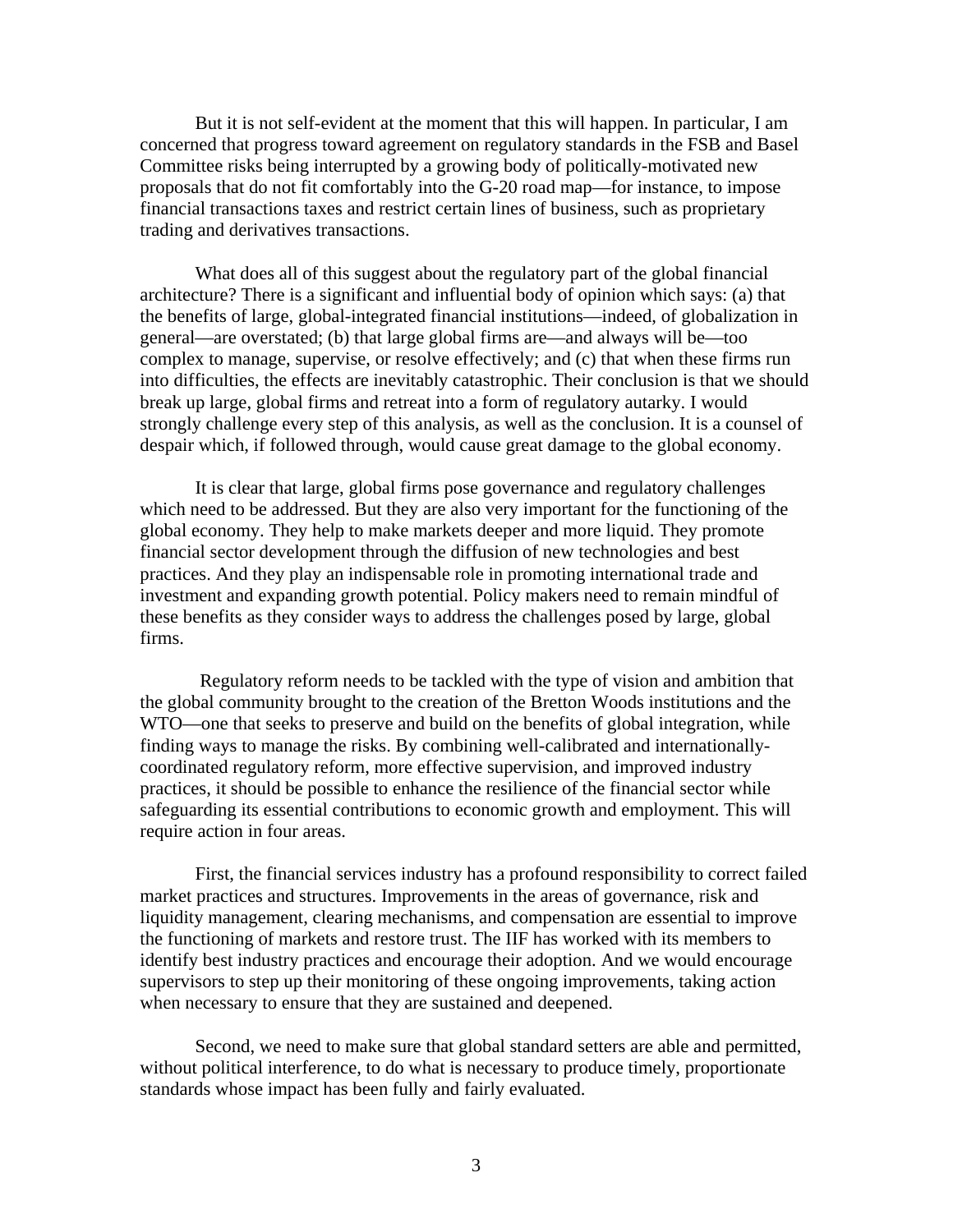But it is not self-evident at the moment that this will happen. In particular, I am concerned that progress toward agreement on regulatory standards in the FSB and Basel Committee risks being interrupted by a growing body of politically-motivated new proposals that do not fit comfortably into the G-20 road map—for instance, to impose financial transactions taxes and restrict certain lines of business, such as proprietary trading and derivatives transactions.

What does all of this suggest about the regulatory part of the global financial architecture? There is a significant and influential body of opinion which says: (a) that the benefits of large, global-integrated financial institutions—indeed, of globalization in general—are overstated; (b) that large global firms are—and always will be—too complex to manage, supervise, or resolve effectively; and (c) that when these firms run into difficulties, the effects are inevitably catastrophic. Their conclusion is that we should break up large, global firms and retreat into a form of regulatory autarky. I would strongly challenge every step of this analysis, as well as the conclusion. It is a counsel of despair which, if followed through, would cause great damage to the global economy.

It is clear that large, global firms pose governance and regulatory challenges which need to be addressed. But they are also very important for the functioning of the global economy. They help to make markets deeper and more liquid. They promote financial sector development through the diffusion of new technologies and best practices. And they play an indispensable role in promoting international trade and investment and expanding growth potential. Policy makers need to remain mindful of these benefits as they consider ways to address the challenges posed by large, global firms.

Regulatory reform needs to be tackled with the type of vision and ambition that the global community brought to the creation of the Bretton Woods institutions and the WTO—one that seeks to preserve and build on the benefits of global integration, while finding ways to manage the risks. By combining well-calibrated and internationally-coordinated regulatory reform, more effective supervision, and improved industry practices, it should be possible to enhance the resilience of the financial sector while safeguarding its essential contributions to economic growth and employment. This will require action in four areas.

First, the financial services industry has a profound responsibility to correct failed market practices and structures. Improvements in the areas of governance, risk and liquidity management, clearing mechanisms, and compensation are essential to improve the functioning of markets and restore trust. The IIF has worked with its members to identify best industry practices and encourage their adoption. And we would encourage supervisors to step up their monitoring of these ongoing improvements, taking action when necessary to ensure that they are sustained and deepened.

Second, we need to make sure that global standard setters are able and permitted, without political interference, to do what is necessary to produce timely, proportionate standards whose impact has been fully and fairly evaluated.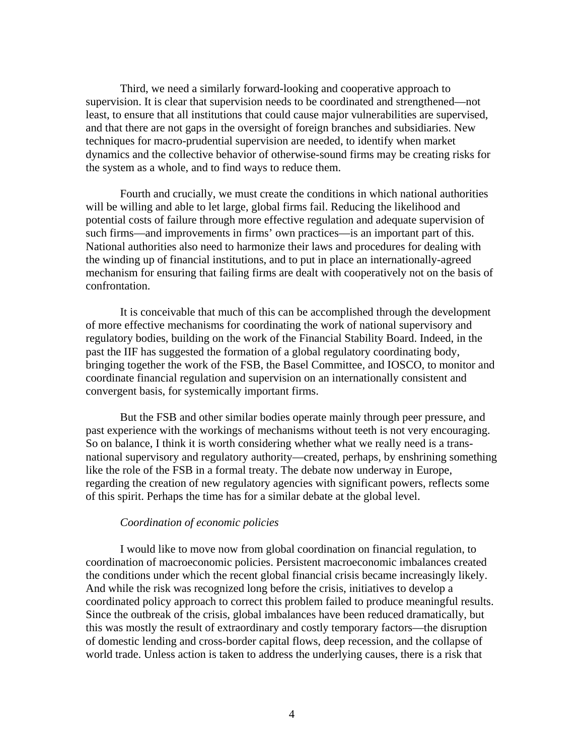Third, we need a similarly forward-looking and cooperative approach to supervision. It is clear that supervision needs to be coordinated and strengthened—not least, to ensure that all institutions that could cause major vulnerabilities are supervised, and that there are not gaps in the oversight of foreign branches and subsidiaries. New techniques for macro-prudential supervision are needed, to identify when market dynamics and the collective behavior of otherwise-sound firms may be creating risks for the system as a whole, and to find ways to reduce them.

Fourth and crucially, we must create the conditions in which national authorities will be willing and able to let large, global firms fail. Reducing the likelihood and potential costs of failure through more effective regulation and adequate supervision of such firms—and improvements in firms' own practices—is an important part of this. National authorities also need to harmonize their laws and procedures for dealing with the winding up of financial institutions, and to put in place an internationally-agreed mechanism for ensuring that failing firms are dealt with cooperatively not on the basis of confrontation.

It is conceivable that much of this can be accomplished through the development of more effective mechanisms for coordinating the work of national supervisory and regulatory bodies, building on the work of the Financial Stability Board. Indeed, in the past the IIF has suggested the formation of a global regulatory coordinating body, bringing together the work of the FSB, the Basel Committee, and IOSCO, to monitor and coordinate financial regulation and supervision on an internationally consistent and convergent basis, for systemically important firms.

But the FSB and other similar bodies operate mainly through peer pressure, and past experience with the workings of mechanisms without teeth is not very encouraging. So on balance, I think it is worth considering whether what we really need is a trans-national supervisory and regulatory authority—created, perhaps, by enshrining something like the role of the FSB in a formal treaty. The debate now underway in Europe, regarding the creation of new regulatory agencies with significant powers, reflects some of this spirit. Perhaps the time has for a similar debate at the global level.

*Coordination of economic policies*

I would like to move now from global coordination on financial regulation, to coordination of macroeconomic policies. Persistent macroeconomic imbalances created the conditions under which the recent global financial crisis became increasingly likely. And while the risk was recognized long before the crisis, initiatives to develop a coordinated policy approach to correct this problem failed to produce meaningful results. Since the outbreak of the crisis, global imbalances have been reduced dramatically, but this was mostly the result of extraordinary and costly temporary factors—the disruption of domestic lending and cross-border capital flows, deep recession, and the collapse of world trade. Unless action is taken to address the underlying causes, there is a risk that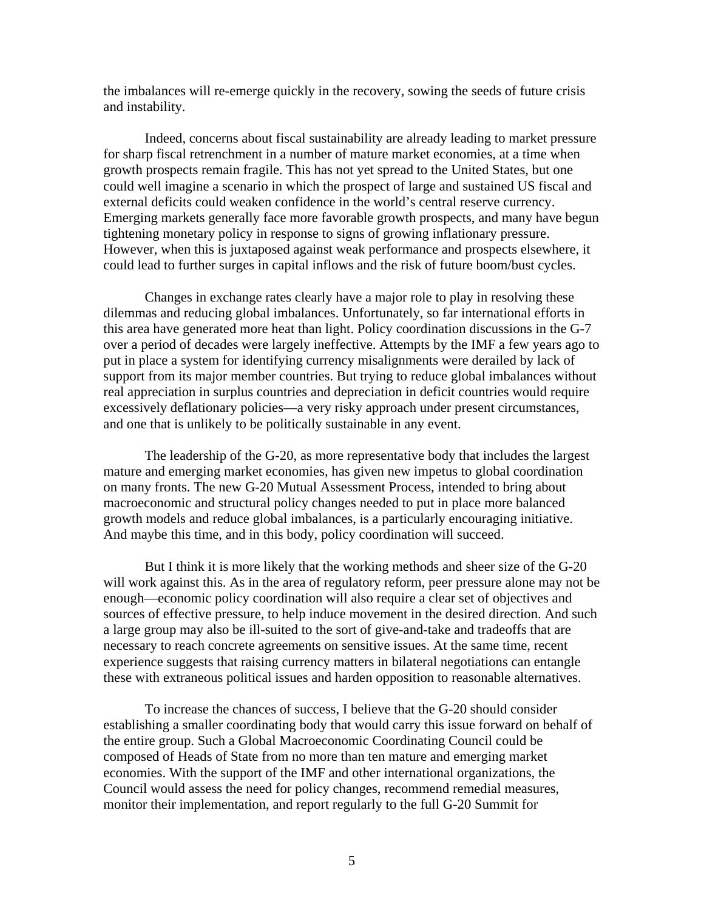the imbalances will re-emerge quickly in the recovery, sowing the seeds of future crisis and instability.

Indeed, concerns about fiscal sustainability are already leading to market pressure for sharp fiscal retrenchment in a number of mature market economies, at a time when growth prospects remain fragile. This has not yet spread to the United States, but one could well imagine a scenario in which the prospect of large and sustained US fiscal and external deficits could weaken confidence in the world's central reserve currency. Emerging markets generally face more favorable growth prospects, and many have begun tightening monetary policy in response to signs of growing inflationary pressure. However, when this is juxtaposed against weak performance and prospects elsewhere, it could lead to further surges in capital inflows and the risk of future boom/bust cycles.

Changes in exchange rates clearly have a major role to play in resolving these dilemmas and reducing global imbalances. Unfortunately, so far international efforts in this area have generated more heat than light. Policy coordination discussions in the G-7 over a period of decades were largely ineffective. Attempts by the IMF a few years ago to put in place a system for identifying currency misalignments were derailed by lack of support from its major member countries. But trying to reduce global imbalances without real appreciation in surplus countries and depreciation in deficit countries would require excessively deflationary policies—a very risky approach under present circumstances, and one that is unlikely to be politically sustainable in any event.

The leadership of the G-20, as more representative body that includes the largest mature and emerging market economies, has given new impetus to global coordination on many fronts. The new G-20 Mutual Assessment Process, intended to bring about macroeconomic and structural policy changes needed to put in place more balanced growth models and reduce global imbalances, is a particularly encouraging initiative. And maybe this time, and in this body, policy coordination will succeed.

But I think it is more likely that the working methods and sheer size of the G-20 will work against this. As in the area of regulatory reform, peer pressure alone may not be enough—economic policy coordination will also require a clear set of objectives and sources of effective pressure, to help induce movement in the desired direction. And such a large group may also be ill-suited to the sort of give-and-take and tradeoffs that are necessary to reach concrete agreements on sensitive issues. At the same time, recent experience suggests that raising currency matters in bilateral negotiations can entangle these with extraneous political issues and harden opposition to reasonable alternatives.

To increase the chances of success, I believe that the G-20 should consider establishing a smaller coordinating body that would carry this issue forward on behalf of the entire group. Such a Global Macroeconomic Coordinating Council could be composed of Heads of State from no more than ten mature and emerging market economies. With the support of the IMF and other international organizations, the Council would assess the need for policy changes, recommend remedial measures, monitor their implementation, and report regularly to the full G-20 Summit for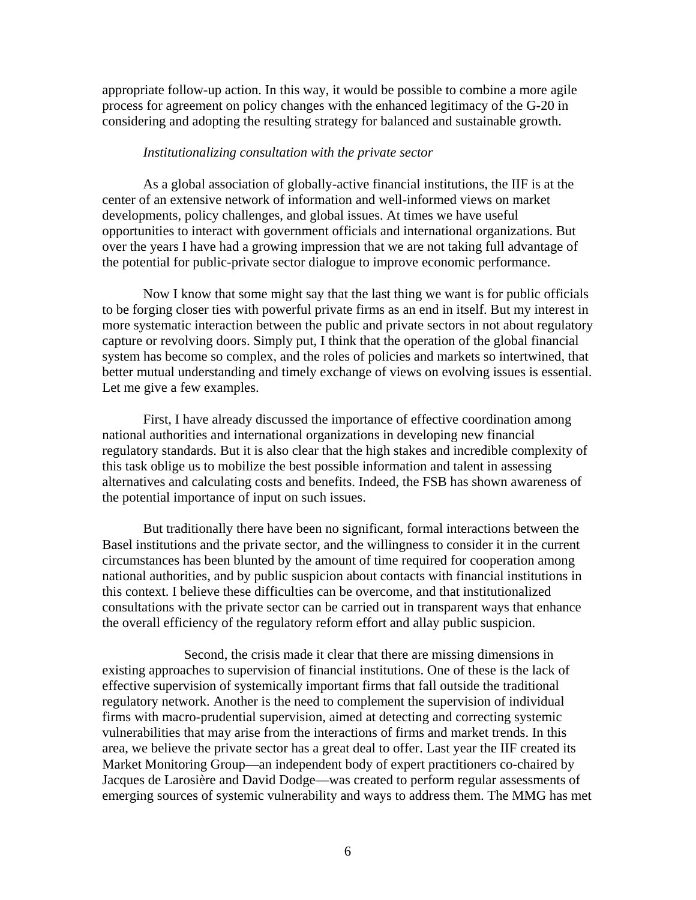appropriate follow-up action. In this way, it would be possible to combine a more agile process for agreement on policy changes with the enhanced legitimacy of the G-20 in considering and adopting the resulting strategy for balanced and sustainable growth.

*Institutionalizing consultation with the private sector*

As a global association of globally-active financial institutions, the IIF is at the center of an extensive network of information and well-informed views on market developments, policy challenges, and global issues. At times we have useful opportunities to interact with government officials and international organizations. But over the years I have had a growing impression that we are not taking full advantage of the potential for public-private sector dialogue to improve economic performance.

Now I know that some might say that the last thing we want is for public officials to be forging closer ties with powerful private firms as an end in itself. But my interest in more systematic interaction between the public and private sectors in not about regulatory capture or revolving doors. Simply put, I think that the operation of the global financial system has become so complex, and the roles of policies and markets so intertwined, that better mutual understanding and timely exchange of views on evolving issues is essential. Let me give a few examples.

First, I have already discussed the importance of effective coordination among national authorities and international organizations in developing new financial regulatory standards. But it is also clear that the high stakes and incredible complexity of this task oblige us to mobilize the best possible information and talent in assessing alternatives and calculating costs and benefits. Indeed, the FSB has shown awareness of the potential importance of input on such issues.

But traditionally there have been no significant, formal interactions between the Basel institutions and the private sector, and the willingness to consider it in the current circumstances has been blunted by the amount of time required for cooperation among national authorities, and by public suspicion about contacts with financial institutions in this context. I believe these difficulties can be overcome, and that institutionalized consultations with the private sector can be carried out in transparent ways that enhance the overall efficiency of the regulatory reform effort and allay public suspicion.

Second, the crisis made it clear that there are missing dimensions in existing approaches to supervision of financial institutions. One of these is the lack of effective supervision of systemically important firms that fall outside the traditional regulatory network. Another is the need to complement the supervision of individual firms with macro-prudential supervision, aimed at detecting and correcting systemic vulnerabilities that may arise from the interactions of firms and market trends. In this area, we believe the private sector has a great deal to offer. Last year the IIF created its Market Monitoring Group—an independent body of expert practitioners co-chaired by Jacques de Larosière and David Dodge—was created to perform regular assessments of emerging sources of systemic vulnerability and ways to address them. The MMG has met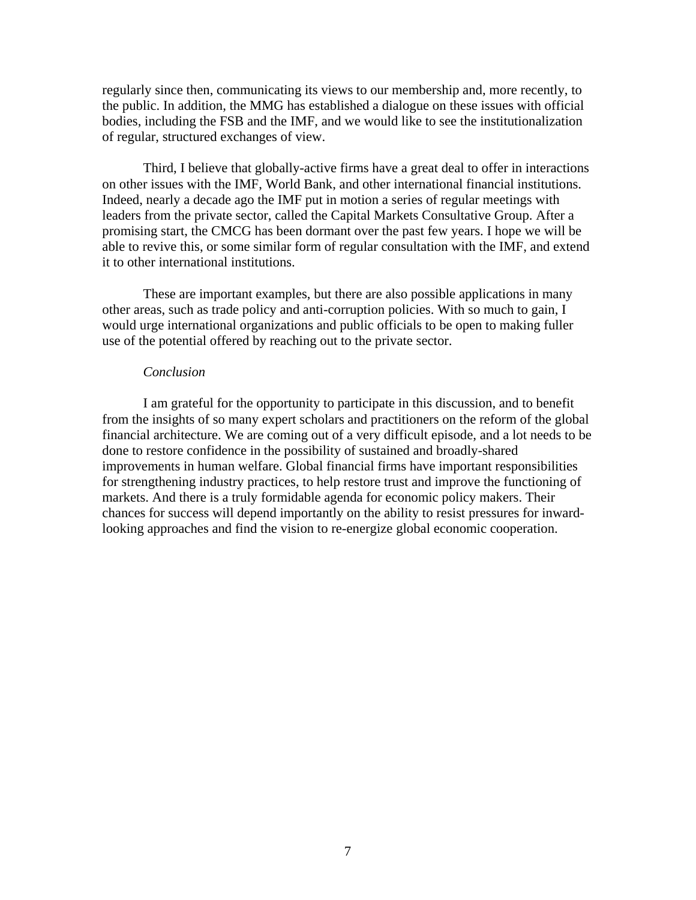regularly since then, communicating its views to our membership and, more recently, to the public. In addition, the MMG has established a dialogue on these issues with official bodies, including the FSB and the IMF, and we would like to see the institutionalization of regular, structured exchanges of view.

Third, I believe that globally-active firms have a great deal to offer in interactions on other issues with the IMF, World Bank, and other international financial institutions. Indeed, nearly a decade ago the IMF put in motion a series of regular meetings with leaders from the private sector, called the Capital Markets Consultative Group. After a promising start, the CMCG has been dormant over the past few years. I hope we will be able to revive this, or some similar form of regular consultation with the IMF, and extend it to other international institutions.

These are important examples, but there are also possible applications in many other areas, such as trade policy and anti-corruption policies. With so much to gain, I would urge international organizations and public officials to be open to making fuller use of the potential offered by reaching out to the private sector.

*Conclusion*

I am grateful for the opportunity to participate in this discussion, and to benefit from the insights of so many expert scholars and practitioners on the reform of the global financial architecture. We are coming out of a very difficult episode, and a lot needs to be done to restore confidence in the possibility of sustained and broadly-shared improvements in human welfare. Global financial firms have important responsibilities for strengthening industry practices, to help restore trust and improve the functioning of markets. And there is a truly formidable agenda for economic policy makers. Their chances for success will depend importantly on the ability to resist pressures for inward-looking approaches and find the vision to re-energize global economic cooperation.